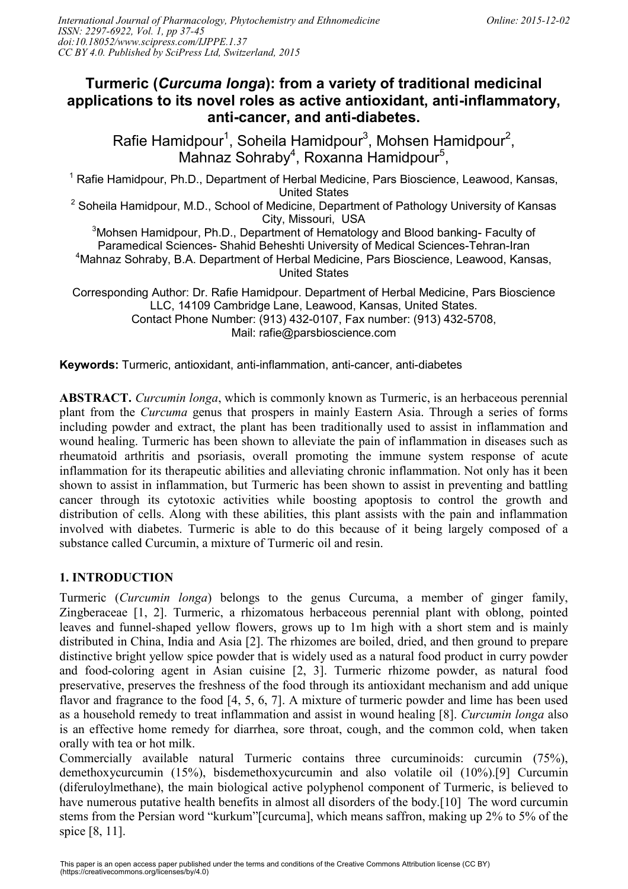# Turmeric (*Curcuma longa*): from a variety of traditional medicinal applications to its novel roles as active antioxidant, anti-inflammatory, anti-cancer, and anti-diabetes.

Rafie Hamidpour[1], Soheila Hamidpour[3], Mohsen Hamidpour[2], Mahnaz Sohraby[4], Roxanna Hamidpour[5],

[1] Rafie Hamidpour, Ph.D., Department of Herbal Medicine, Pars Bioscience, Leawood, Kansas, United States

[2] Soheila Hamidpour, M.D., School of Medicine, Department of Pathology University of Kansas City, Missouri, USA

[3]Mohsen Hamidpour, Ph.D., Department of Hematology and Blood banking- Faculty of Paramedical Sciences- Shahid Beheshti University of Medical Sciences-Tehran-Iran

[4]Mahnaz Sohraby, B.A. Department of Herbal Medicine, Pars Bioscience, Leawood, Kansas, United States

Corresponding Author: Dr. Rafie Hamidpour. Department of Herbal Medicine, Pars Bioscience LLC, 14109 Cambridge Lane, Leawood, Kansas, United States.
Contact Phone Number: (913) 432-0107, Fax number: (913) 432-5708,
Mail: rafie@parsbioscience.com

**Keywords:** Turmeric, antioxidant, anti-inflammation, anti-cancer, anti-diabetes

**ABSTRACT.** *Curcumin longa*, which is commonly known as Turmeric, is an herbaceous perennial plant from the *Curcuma* genus that prospers in mainly Eastern Asia. Through a series of forms including powder and extract, the plant has been traditionally used to assist in inflammation and wound healing. Turmeric has been shown to alleviate the pain of inflammation in diseases such as rheumatoid arthritis and psoriasis, overall promoting the immune system response of acute inflammation for its therapeutic abilities and alleviating chronic inflammation. Not only has it been shown to assist in inflammation, but Turmeric has been shown to assist in preventing and battling cancer through its cytotoxic activities while boosting apoptosis to control the growth and distribution of cells. Along with these abilities, this plant assists with the pain and inflammation involved with diabetes. Turmeric is able to do this because of it being largely composed of a substance called Curcumin, a mixture of Turmeric oil and resin.

## 1. INTRODUCTION

Turmeric (*Curcumin longa*) belongs to the genus Curcuma, a member of ginger family, Zingberaceae [1, 2]. Turmeric, a rhizomatous herbaceous perennial plant with oblong, pointed leaves and funnel-shaped yellow flowers, grows up to 1m high with a short stem and is mainly distributed in China, India and Asia [2]. The rhizomes are boiled, dried, and then ground to prepare distinctive bright yellow spice powder that is widely used as a natural food product in curry powder and food-coloring agent in Asian cuisine [2, 3]. Turmeric rhizome powder, as natural food preservative, preserves the freshness of the food through its antioxidant mechanism and add unique flavor and fragrance to the food [4, 5, 6, 7]. A mixture of turmeric powder and lime has been used as a household remedy to treat inflammation and assist in wound healing [8]. *Curcumin longa* also is an effective home remedy for diarrhea, sore throat, cough, and the common cold, when taken orally with tea or hot milk.

Commercially available natural Turmeric contains three curcuminoids: curcumin (75%), demethoxycurcumin (15%), bisdemethoxycurcumin and also volatile oil (10%).[9] Curcumin (diferuloylmethane), the main biological active polyphenol component of Turmeric, is believed to have numerous putative health benefits in almost all disorders of the body.[10] The word curcumin stems from the Persian word "kurkum"[curcuma], which means saffron, making up 2% to 5% of the spice [8, 11].

This paper is an open access paper published under the terms and conditions of the Creative Commons Attribution license (CC BY) (https://creativecommons.org/licenses/by/4.0)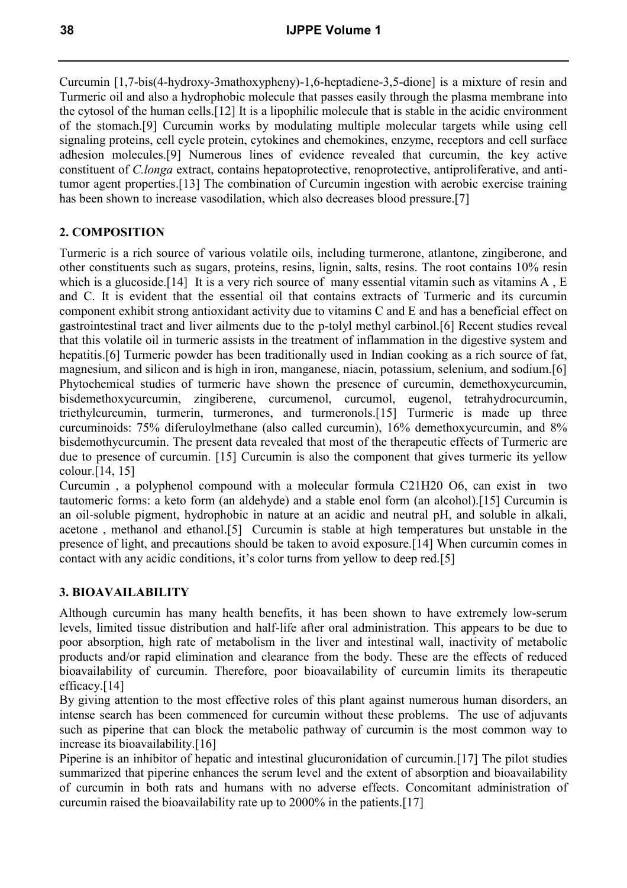Curcumin [1,7-bis(4-hydroxy-3mathoxypheny)-1,6-heptadiene-3,5-dione] is a mixture of resin and Turmeric oil and also a hydrophobic molecule that passes easily through the plasma membrane into the cytosol of the human cells.[12] It is a lipophilic molecule that is stable in the acidic environment of the stomach.[9] Curcumin works by modulating multiple molecular targets while using cell signaling proteins, cell cycle protein, cytokines and chemokines, enzyme, receptors and cell surface adhesion molecules.[9] Numerous lines of evidence revealed that curcumin, the key active constituent of *C.longa* extract, contains hepatoprotective, renoprotective, antiproliferative, and anti-tumor agent properties.[13] The combination of Curcumin ingestion with aerobic exercise training has been shown to increase vasodilation, which also decreases blood pressure.[7]

## 2. COMPOSITION

Turmeric is a rich source of various volatile oils, including turmerone, atlantone, zingiberone, and other constituents such as sugars, proteins, resins, lignin, salts, resins. The root contains 10% resin which is a glucoside.[14] It is a very rich source of many essential vitamin such as vitamins A , E and C. It is evident that the essential oil that contains extracts of Turmeric and its curcumin component exhibit strong antioxidant activity due to vitamins C and E and has a beneficial effect on gastrointestinal tract and liver ailments due to the p-tolyl methyl carbinol.[6] Recent studies reveal that this volatile oil in turmeric assists in the treatment of inflammation in the digestive system and hepatitis.[6] Turmeric powder has been traditionally used in Indian cooking as a rich source of fat, magnesium, and silicon and is high in iron, manganese, niacin, potassium, selenium, and sodium.[6] Phytochemical studies of turmeric have shown the presence of curcumin, demethoxycurcumin, bisdemethoxycurcumin, zingiberene, curcumenol, curcumol, eugenol, tetrahydrocurcumin, triethylcurcumin, turmerin, turmerones, and turmeronols.[15] Turmeric is made up three curcuminoids: 75% diferuloylmethane (also called curcumin), 16% demethoxycurcumin, and 8% bisdemothycurcumin. The present data revealed that most of the therapeutic effects of Turmeric are due to presence of curcumin. [15] Curcumin is also the component that gives turmeric its yellow colour.[14, 15]

Curcumin , a polyphenol compound with a molecular formula $C_{21}H_{20}O_6$, can exist in two tautomeric forms: a keto form (an aldehyde) and a stable enol form (an alcohol).[15] Curcumin is an oil-soluble pigment, hydrophobic in nature at an acidic and neutral pH, and soluble in alkali, acetone , methanol and ethanol.[5] Curcumin is stable at high temperatures but unstable in the presence of light, and precautions should be taken to avoid exposure.[14] When curcumin comes in contact with any acidic conditions, it's color turns from yellow to deep red.[5]

## 3. BIOAVAILABILITY

Although curcumin has many health benefits, it has been shown to have extremely low-serum levels, limited tissue distribution and half-life after oral administration. This appears to be due to poor absorption, high rate of metabolism in the liver and intestinal wall, inactivity of metabolic products and/or rapid elimination and clearance from the body. These are the effects of reduced bioavailability of curcumin. Therefore, poor bioavailability of curcumin limits its therapeutic efficacy.[14]

By giving attention to the most effective roles of this plant against numerous human disorders, an intense search has been commenced for curcumin without these problems. The use of adjuvants such as piperine that can block the metabolic pathway of curcumin is the most common way to increase its bioavailability.[16]

Piperine is an inhibitor of hepatic and intestinal glucuronidation of curcumin.[17] The pilot studies summarized that piperine enhances the serum level and the extent of absorption and bioavailability of curcumin in both rats and humans with no adverse effects. Concomitant administration of curcumin raised the bioavailability rate up to 2000% in the patients.[17]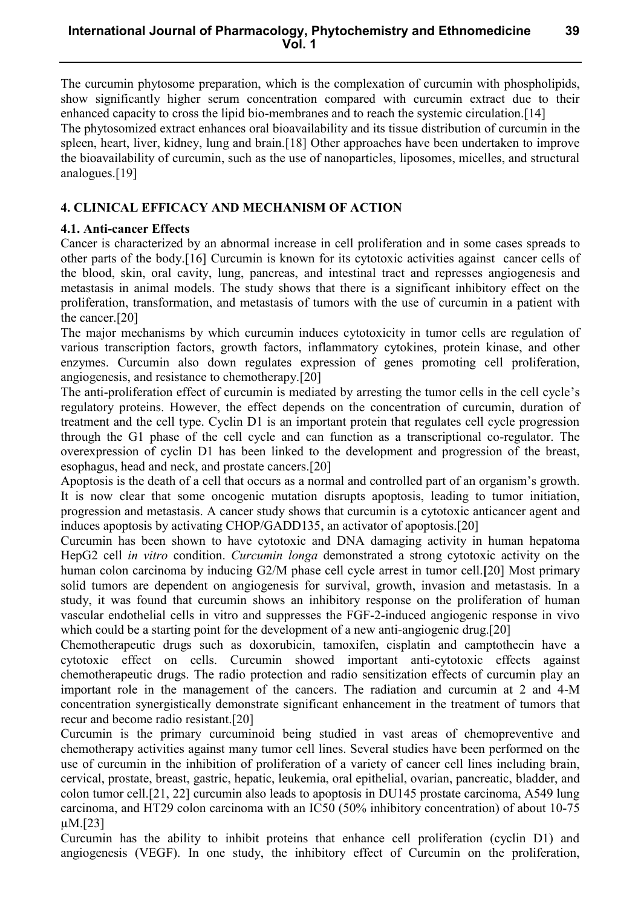The curcumin phytosome preparation, which is the complexation of curcumin with phospholipids, show significantly higher serum concentration compared with curcumin extract due to their enhanced capacity to cross the lipid bio-membranes and to reach the systemic circulation.[14]

The phytosomized extract enhances oral bioavailability and its tissue distribution of curcumin in the spleen, heart, liver, kidney, lung and brain.[18] Other approaches have been undertaken to improve the bioavailability of curcumin, such as the use of nanoparticles, liposomes, micelles, and structural analogues.[19]

## 4. CLINICAL EFFICACY AND MECHANISM OF ACTION

### 4.1. Anti-cancer Effects

Cancer is characterized by an abnormal increase in cell proliferation and in some cases spreads to other parts of the body.[16] Curcumin is known for its cytotoxic activities against cancer cells of the blood, skin, oral cavity, lung, pancreas, and intestinal tract and represses angiogenesis and metastasis in animal models. The study shows that there is a significant inhibitory effect on the proliferation, transformation, and metastasis of tumors with the use of curcumin in a patient with the cancer.[20]

The major mechanisms by which curcumin induces cytotoxicity in tumor cells are regulation of various transcription factors, growth factors, inflammatory cytokines, protein kinase, and other enzymes. Curcumin also down regulates expression of genes promoting cell proliferation, angiogenesis, and resistance to chemotherapy.[20]

The anti-proliferation effect of curcumin is mediated by arresting the tumor cells in the cell cycle's regulatory proteins. However, the effect depends on the concentration of curcumin, duration of treatment and the cell type. Cyclin D1 is an important protein that regulates cell cycle progression through the G1 phase of the cell cycle and can function as a transcriptional co-regulator. The overexpression of cyclin D1 has been linked to the development and progression of the breast, esophagus, head and neck, and prostate cancers.[20]

Apoptosis is the death of a cell that occurs as a normal and controlled part of an organism's growth. It is now clear that some oncogenic mutation disrupts apoptosis, leading to tumor initiation, progression and metastasis. A cancer study shows that curcumin is a cytotoxic anticancer agent and induces apoptosis by activating CHOP/GADD135, an activator of apoptosis.[20]

Curcumin has been shown to have cytotoxic and DNA damaging activity in human hepatoma HepG2 cell *in vitro* condition. *Curcumin longa* demonstrated a strong cytotoxic activity on the human colon carcinoma by inducing G2/M phase cell cycle arrest in tumor cell.[20] Most primary solid tumors are dependent on angiogenesis for survival, growth, invasion and metastasis. In a study, it was found that curcumin shows an inhibitory response on the proliferation of human vascular endothelial cells in vitro and suppresses the FGF-2-induced angiogenic response in vivo which could be a starting point for the development of a new anti-angiogenic drug.[20]

Chemotherapeutic drugs such as doxorubicin, tamoxifen, cisplatin and camptothecin have a cytotoxic effect on cells. Curcumin showed important anti-cytotoxic effects against chemotherapeutic drugs. The radio protection and radio sensitization effects of curcumin play an important role in the management of the cancers. The radiation and curcumin at 2 and 4-M concentration synergistically demonstrate significant enhancement in the treatment of tumors that recur and become radio resistant.[20]

Curcumin is the primary curcuminoid being studied in vast areas of chemopreventive and chemotherapy activities against many tumor cell lines. Several studies have been performed on the use of curcumin in the inhibition of proliferation of a variety of cancer cell lines including brain, cervical, prostate, breast, gastric, hepatic, leukemia, oral epithelial, ovarian, pancreatic, bladder, and colon tumor cell.[21, 22] curcumin also leads to apoptosis in DU145 prostate carcinoma, A549 lung carcinoma, and HT29 colon carcinoma with an IC50 (50% inhibitory concentration) of about 10-75 μM.[23]

Curcumin has the ability to inhibit proteins that enhance cell proliferation (cyclin D1) and angiogenesis (VEGF). In one study, the inhibitory effect of Curcumin on the proliferation,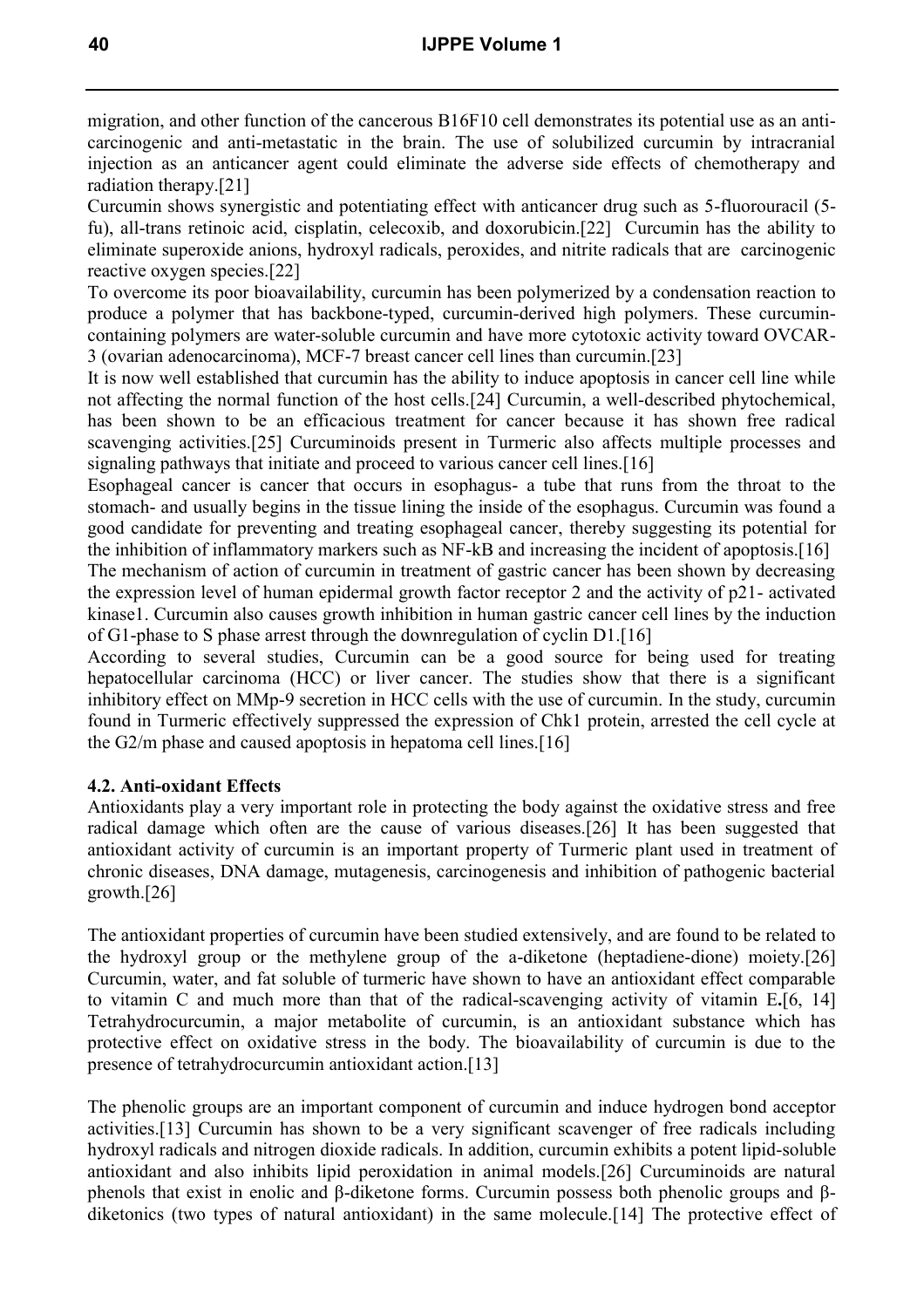migration, and other function of the cancerous B16F10 cell demonstrates its potential use as an anti-carcinogenic and anti-metastatic in the brain. The use of solubilized curcumin by intracranial injection as an anticancer agent could eliminate the adverse side effects of chemotherapy and radiation therapy.[21]

Curcumin shows synergistic and potentiating effect with anticancer drug such as 5-fluorouracil (5-fu), all-trans retinoic acid, cisplatin, celecoxib, and doxorubicin.[22] Curcumin has the ability to eliminate superoxide anions, hydroxyl radicals, peroxides, and nitrite radicals that are carcinogenic reactive oxygen species.[22]

To overcome its poor bioavailability, curcumin has been polymerized by a condensation reaction to produce a polymer that has backbone-typed, curcumin-derived high polymers. These curcumin-containing polymers are water-soluble curcumin and have more cytotoxic activity toward OVCAR-3 (ovarian adenocarcinoma), MCF-7 breast cancer cell lines than curcumin.[23]

It is now well established that curcumin has the ability to induce apoptosis in cancer cell line while not affecting the normal function of the host cells.[24] Curcumin, a well-described phytochemical, has been shown to be an efficacious treatment for cancer because it has shown free radical scavenging activities.[25] Curcuminoids present in Turmeric also affects multiple processes and signaling pathways that initiate and proceed to various cancer cell lines.[16]

Esophageal cancer is cancer that occurs in esophagus- a tube that runs from the throat to the stomach- and usually begins in the tissue lining the inside of the esophagus. Curcumin was found a good candidate for preventing and treating esophageal cancer, thereby suggesting its potential for the inhibition of inflammatory markers such as NF-kB and increasing the incident of apoptosis.[16]

The mechanism of action of curcumin in treatment of gastric cancer has been shown by decreasing the expression level of human epidermal growth factor receptor 2 and the activity of p21- activated kinase1. Curcumin also causes growth inhibition in human gastric cancer cell lines by the induction of G1-phase to S phase arrest through the downregulation of cyclin D1.[16]

According to several studies, Curcumin can be a good source for being used for treating hepatocellular carcinoma (HCC) or liver cancer. The studies show that there is a significant inhibitory effect on MMp-9 secretion in HCC cells with the use of curcumin. In the study, curcumin found in Turmeric effectively suppressed the expression of Chk1 protein, arrested the cell cycle at the G2/m phase and caused apoptosis in hepatoma cell lines.[16]

### 4.2. Anti-oxidant Effects

Antioxidants play a very important role in protecting the body against the oxidative stress and free radical damage which often are the cause of various diseases.[26] It has been suggested that antioxidant activity of curcumin is an important property of Turmeric plant used in treatment of chronic diseases, DNA damage, mutagenesis, carcinogenesis and inhibition of pathogenic bacterial growth.[26]

The antioxidant properties of curcumin have been studied extensively, and are found to be related to the hydroxyl group or the methylene group of the a-diketone (heptadiene-dione) moiety.[26] Curcumin, water, and fat soluble of turmeric have shown to have an antioxidant effect comparable to vitamin C and much more than that of the radical-scavenging activity of vitamin E.[6, 14] Tetrahydrocurcumin, a major metabolite of curcumin, is an antioxidant substance which has protective effect on oxidative stress in the body. The bioavailability of curcumin is due to the presence of tetrahydrocurcumin antioxidant action.[13]

The phenolic groups are an important component of curcumin and induce hydrogen bond acceptor activities.[13] Curcumin has shown to be a very significant scavenger of free radicals including hydroxyl radicals and nitrogen dioxide radicals. In addition, curcumin exhibits a potent lipid-soluble antioxidant and also inhibits lipid peroxidation in animal models.[26] Curcuminoids are natural phenols that exist in enolic and β-diketone forms. Curcumin possess both phenolic groups and β-diketonics (two types of natural antioxidant) in the same molecule.[14] The protective effect of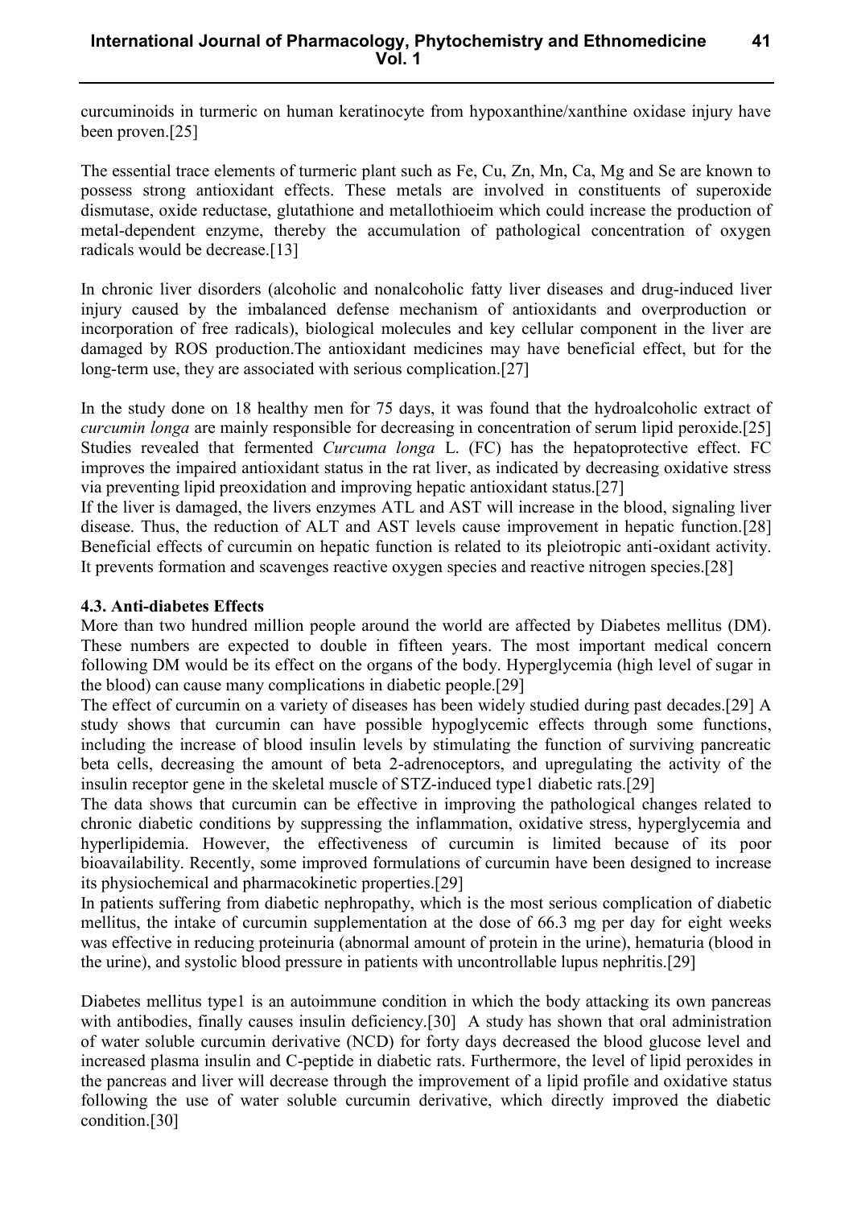curcuminoids in turmeric on human keratinocyte from hypoxanthine/xanthine oxidase injury have been proven.[25]

The essential trace elements of turmeric plant such as Fe, Cu, Zn, Mn, Ca, Mg and Se are known to possess strong antioxidant effects. These metals are involved in constituents of superoxide dismutase, oxide reductase, glutathione and metallothioeim which could increase the production of metal-dependent enzyme, thereby the accumulation of pathological concentration of oxygen radicals would be decrease.[13]

In chronic liver disorders (alcoholic and nonalcoholic fatty liver diseases and drug-induced liver injury caused by the imbalanced defense mechanism of antioxidants and overproduction or incorporation of free radicals), biological molecules and key cellular component in the liver are damaged by ROS production.The antioxidant medicines may have beneficial effect, but for the long-term use, they are associated with serious complication.[27]

In the study done on 18 healthy men for 75 days, it was found that the hydroalcoholic extract of *curcumin longa* are mainly responsible for decreasing in concentration of serum lipid peroxide.[25] Studies revealed that fermented *Curcuma longa* L. (FC) has the hepatoprotective effect. FC improves the impaired antioxidant status in the rat liver, as indicated by decreasing oxidative stress via preventing lipid preoxidation and improving hepatic antioxidant status.[27]
If the liver is damaged, the livers enzymes ATL and AST will increase in the blood, signaling liver disease. Thus, the reduction of ALT and AST levels cause improvement in hepatic function.[28] Beneficial effects of curcumin on hepatic function is related to its pleiotropic anti-oxidant activity. It prevents formation and scavenges reactive oxygen species and reactive nitrogen species.[28]

### 4.3. Anti-diabetes Effects

More than two hundred million people around the world are affected by Diabetes mellitus (DM). These numbers are expected to double in fifteen years. The most important medical concern following DM would be its effect on the organs of the body. Hyperglycemia (high level of sugar in the blood) can cause many complications in diabetic people.[29]
The effect of curcumin on a variety of diseases has been widely studied during past decades.[29] A study shows that curcumin can have possible hypoglycemic effects through some functions, including the increase of blood insulin levels by stimulating the function of surviving pancreatic beta cells, decreasing the amount of beta 2-adrenoceptors, and upregulating the activity of the insulin receptor gene in the skeletal muscle of STZ-induced type1 diabetic rats.[29]
The data shows that curcumin can be effective in improving the pathological changes related to chronic diabetic conditions by suppressing the inflammation, oxidative stress, hyperglycemia and hyperlipidemia. However, the effectiveness of curcumin is limited because of its poor bioavailability. Recently, some improved formulations of curcumin have been designed to increase its physiochemical and pharmacokinetic properties.[29]
In patients suffering from diabetic nephropathy, which is the most serious complication of diabetic mellitus, the intake of curcumin supplementation at the dose of 66.3 mg per day for eight weeks was effective in reducing proteinuria (abnormal amount of protein in the urine), hematuria (blood in the urine), and systolic blood pressure in patients with uncontrollable lupus nephritis.[29]

Diabetes mellitus type1 is an autoimmune condition in which the body attacking its own pancreas with antibodies, finally causes insulin deficiency.[30] A study has shown that oral administration of water soluble curcumin derivative (NCD) for forty days decreased the blood glucose level and increased plasma insulin and C-peptide in diabetic rats. Furthermore, the level of lipid peroxides in the pancreas and liver will decrease through the improvement of a lipid profile and oxidative status following the use of water soluble curcumin derivative, which directly improved the diabetic condition.[30]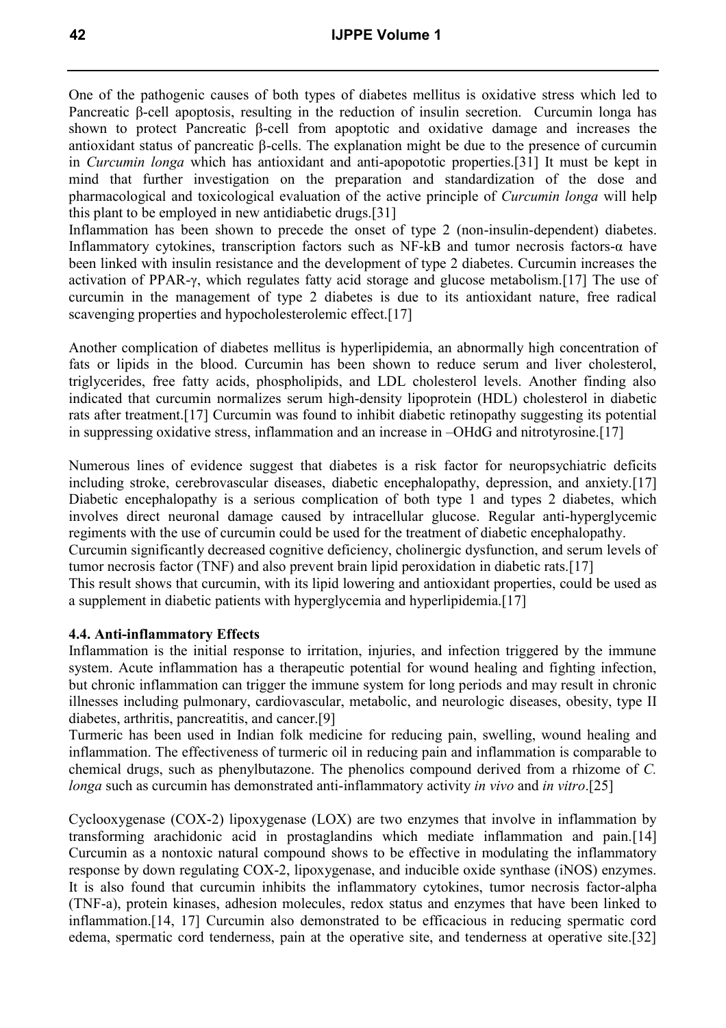One of the pathogenic causes of both types of diabetes mellitus is oxidative stress which led to Pancreatic β-cell apoptosis, resulting in the reduction of insulin secretion. Curcumin longa has shown to protect Pancreatic β-cell from apoptotic and oxidative damage and increases the antioxidant status of pancreatic β-cells. The explanation might be due to the presence of curcumin in *Curcumin longa* which has antioxidant and anti-apopototic properties.[31] It must be kept in mind that further investigation on the preparation and standardization of the dose and pharmacological and toxicological evaluation of the active principle of *Curcumin longa* will help this plant to be employed in new antidiabetic drugs.[31]

Inflammation has been shown to precede the onset of type 2 (non-insulin-dependent) diabetes. Inflammatory cytokines, transcription factors such as NF-kB and tumor necrosis factors-α have been linked with insulin resistance and the development of type 2 diabetes. Curcumin increases the activation of PPAR-γ, which regulates fatty acid storage and glucose metabolism.[17] The use of curcumin in the management of type 2 diabetes is due to its antioxidant nature, free radical scavenging properties and hypocholesterolemic effect.[17]

Another complication of diabetes mellitus is hyperlipidemia, an abnormally high concentration of fats or lipids in the blood. Curcumin has been shown to reduce serum and liver cholesterol, triglycerides, free fatty acids, phospholipids, and LDL cholesterol levels. Another finding also indicated that curcumin normalizes serum high-density lipoprotein (HDL) cholesterol in diabetic rats after treatment.[17] Curcumin was found to inhibit diabetic retinopathy suggesting its potential in suppressing oxidative stress, inflammation and an increase in –OHdG and nitrotyrosine.[17]

Numerous lines of evidence suggest that diabetes is a risk factor for neuropsychiatric deficits including stroke, cerebrovascular diseases, diabetic encephalopathy, depression, and anxiety.[17] Diabetic encephalopathy is a serious complication of both type 1 and types 2 diabetes, which involves direct neuronal damage caused by intracellular glucose. Regular anti-hyperglycemic regiments with the use of curcumin could be used for the treatment of diabetic encephalopathy.

Curcumin significantly decreased cognitive deficiency, cholinergic dysfunction, and serum levels of tumor necrosis factor (TNF) and also prevent brain lipid peroxidation in diabetic rats.[17]

This result shows that curcumin, with its lipid lowering and antioxidant properties, could be used as a supplement in diabetic patients with hyperglycemia and hyperlipidemia.[17]

### 4.4. Anti-inflammatory Effects

Inflammation is the initial response to irritation, injuries, and infection triggered by the immune system. Acute inflammation has a therapeutic potential for wound healing and fighting infection, but chronic inflammation can trigger the immune system for long periods and may result in chronic illnesses including pulmonary, cardiovascular, metabolic, and neurologic diseases, obesity, type II diabetes, arthritis, pancreatitis, and cancer.[9]

Turmeric has been used in Indian folk medicine for reducing pain, swelling, wound healing and inflammation. The effectiveness of turmeric oil in reducing pain and inflammation is comparable to chemical drugs, such as phenylbutazone. The phenolics compound derived from a rhizome of *C. longa* such as curcumin has demonstrated anti-inflammatory activity *in vivo* and *in vitro*.[25]

Cyclooxygenase (COX-2) lipoxygenase (LOX) are two enzymes that involve in inflammation by transforming arachidonic acid in prostaglandins which mediate inflammation and pain.[14] Curcumin as a nontoxic natural compound shows to be effective in modulating the inflammatory response by down regulating COX-2, lipoxygenase, and inducible oxide synthase (iNOS) enzymes. It is also found that curcumin inhibits the inflammatory cytokines, tumor necrosis factor-alpha (TNF-a), protein kinases, adhesion molecules, redox status and enzymes that have been linked to inflammation.[14, 17] Curcumin also demonstrated to be efficacious in reducing spermatic cord edema, spermatic cord tenderness, pain at the operative site, and tenderness at operative site.[32]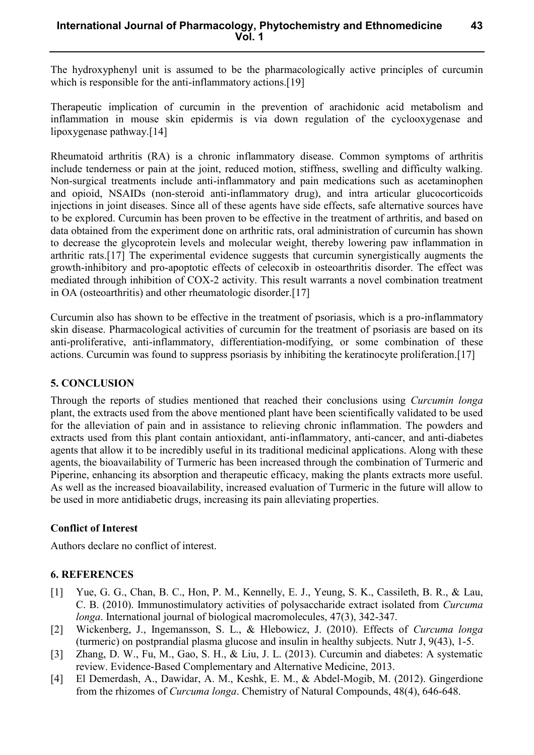The hydroxyphenyl unit is assumed to be the pharmacologically active principles of curcumin which is responsible for the anti-inflammatory actions.[19]

Therapeutic implication of curcumin in the prevention of arachidonic acid metabolism and inflammation in mouse skin epidermis is via down regulation of the cyclooxygenase and lipoxygenase pathway.[14]

Rheumatoid arthritis (RA) is a chronic inflammatory disease. Common symptoms of arthritis include tenderness or pain at the joint, reduced motion, stiffness, swelling and difficulty walking. Non-surgical treatments include anti-inflammatory and pain medications such as acetaminophen and opioid, NSAIDs (non-steroid anti-inflammatory drug), and intra articular glucocorticoids injections in joint diseases. Since all of these agents have side effects, safe alternative sources have to be explored. Curcumin has been proven to be effective in the treatment of arthritis, and based on data obtained from the experiment done on arthritic rats, oral administration of curcumin has shown to decrease the glycoprotein levels and molecular weight, thereby lowering paw inflammation in arthritic rats.[17] The experimental evidence suggests that curcumin synergistically augments the growth-inhibitory and pro-apoptotic effects of celecoxib in osteoarthritis disorder. The effect was mediated through inhibition of COX-2 activity. This result warrants a novel combination treatment in OA (osteoarthritis) and other rheumatologic disorder.[17]

Curcumin also has shown to be effective in the treatment of psoriasis, which is a pro-inflammatory skin disease. Pharmacological activities of curcumin for the treatment of psoriasis are based on its anti-proliferative, anti-inflammatory, differentiation-modifying, or some combination of these actions. Curcumin was found to suppress psoriasis by inhibiting the keratinocyte proliferation.[17]

## 5. CONCLUSION

Through the reports of studies mentioned that reached their conclusions using *Curcumin longa* plant, the extracts used from the above mentioned plant have been scientifically validated to be used for the alleviation of pain and in assistance to relieving chronic inflammation. The powders and extracts used from this plant contain antioxidant, anti-inflammatory, anti-cancer, and anti-diabetes agents that allow it to be incredibly useful in its traditional medicinal applications. Along with these agents, the bioavailability of Turmeric has been increased through the combination of Turmeric and Piperine, enhancing its absorption and therapeutic efficacy, making the plants extracts more useful. As well as the increased bioavailability, increased evaluation of Turmeric in the future will allow to be used in more antidiabetic drugs, increasing its pain alleviating properties.

### Conflict of Interest

Authors declare no conflict of interest.

## 6. REFERENCES

[1] Yue, G. G., Chan, B. C., Hon, P. M., Kennelly, E. J., Yeung, S. K., Cassileth, B. R., & Lau, C. B. (2010). Immunostimulatory activities of polysaccharide extract isolated from *Curcuma longa*. International journal of biological macromolecules, 47(3), 342-347.

[2] Wickenberg, J., Ingemansson, S. L., & Hlebowicz, J. (2010). Effects of *Curcuma longa* (turmeric) on postprandial plasma glucose and insulin in healthy subjects. Nutr J, 9(43), 1-5.

[3] Zhang, D. W., Fu, M., Gao, S. H., & Liu, J. L. (2013). Curcumin and diabetes: A systematic review. Evidence-Based Complementary and Alternative Medicine, 2013.

[4] El Demerdash, A., Dawidar, A. M., Keshk, E. M., & Abdel-Mogib, M. (2012). Gingerdione from the rhizomes of *Curcuma longa*. Chemistry of Natural Compounds, 48(4), 646-648.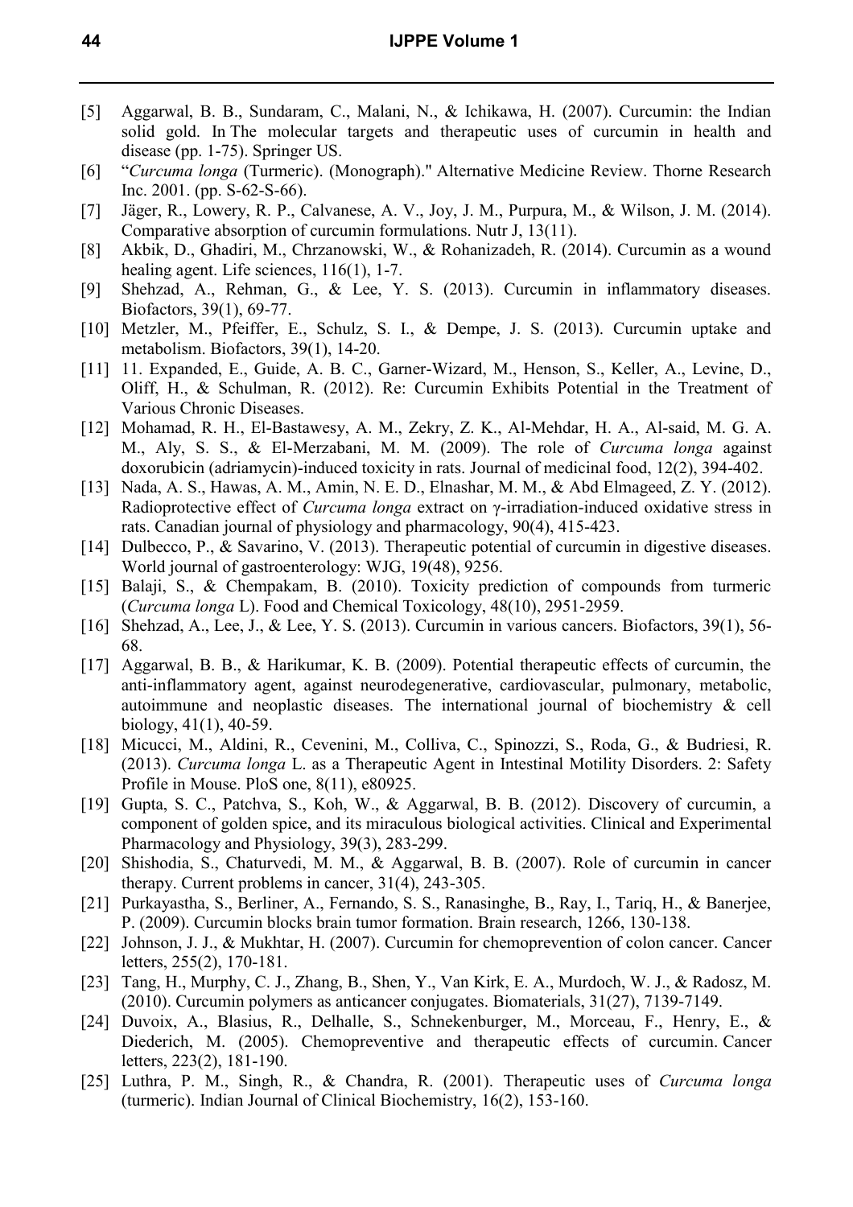[5] Aggarwal, B. B., Sundaram, C., Malani, N., & Ichikawa, H. (2007). Curcumin: the Indian solid gold. In The molecular targets and therapeutic uses of curcumin in health and disease (pp. 1-75). Springer US.

[6] "*Curcuma longa* (Turmeric). (Monograph)." Alternative Medicine Review. Thorne Research Inc. 2001. (pp. S-62-S-66).

[7] Jäger, R., Lowery, R. P., Calvanese, A. V., Joy, J. M., Purpura, M., & Wilson, J. M. (2014). Comparative absorption of curcumin formulations. Nutr J, 13(11).

[8] Akbik, D., Ghadiri, M., Chrzanowski, W., & Rohanizadeh, R. (2014). Curcumin as a wound healing agent. Life sciences, 116(1), 1-7.

[9] Shehzad, A., Rehman, G., & Lee, Y. S. (2013). Curcumin in inflammatory diseases. Biofactors, 39(1), 69-77.

[10] Metzler, M., Pfeiffer, E., Schulz, S. I., & Dempe, J. S. (2013). Curcumin uptake and metabolism. Biofactors, 39(1), 14-20.

[11] 11. Expanded, E., Guide, A. B. C., Garner-Wizard, M., Henson, S., Keller, A., Levine, D., Oliff, H., & Schulman, R. (2012). Re: Curcumin Exhibits Potential in the Treatment of Various Chronic Diseases.

[12] Mohamad, R. H., El-Bastawesy, A. M., Zekry, Z. K., Al-Mehdar, H. A., Al-said, M. G. A. M., Aly, S. S., & El-Merzabani, M. M. (2009). The role of *Curcuma longa* against doxorubicin (adriamycin)-induced toxicity in rats. Journal of medicinal food, 12(2), 394-402.

[13] Nada, A. S., Hawas, A. M., Amin, N. E. D., Elnashar, M. M., & Abd Elmageed, Z. Y. (2012). Radioprotective effect of *Curcuma longa* extract on γ-irradiation-induced oxidative stress in rats. Canadian journal of physiology and pharmacology, 90(4), 415-423.

[14] Dulbecco, P., & Savarino, V. (2013). Therapeutic potential of curcumin in digestive diseases. World journal of gastroenterology: WJG, 19(48), 9256.

[15] Balaji, S., & Chempakam, B. (2010). Toxicity prediction of compounds from turmeric (*Curcuma longa* L). Food and Chemical Toxicology, 48(10), 2951-2959.

[16] Shehzad, A., Lee, J., & Lee, Y. S. (2013). Curcumin in various cancers. Biofactors, 39(1), 56-68.

[17] Aggarwal, B. B., & Harikumar, K. B. (2009). Potential therapeutic effects of curcumin, the anti-inflammatory agent, against neurodegenerative, cardiovascular, pulmonary, metabolic, autoimmune and neoplastic diseases. The international journal of biochemistry & cell biology, 41(1), 40-59.

[18] Micucci, M., Aldini, R., Cevenini, M., Colliva, C., Spinozzi, S., Roda, G., & Budriesi, R. (2013). *Curcuma longa* L. as a Therapeutic Agent in Intestinal Motility Disorders. 2: Safety Profile in Mouse. PloS one, 8(11), e80925.

[19] Gupta, S. C., Patchva, S., Koh, W., & Aggarwal, B. B. (2012). Discovery of curcumin, a component of golden spice, and its miraculous biological activities. Clinical and Experimental Pharmacology and Physiology, 39(3), 283-299.

[20] Shishodia, S., Chaturvedi, M. M., & Aggarwal, B. B. (2007). Role of curcumin in cancer therapy. Current problems in cancer, 31(4), 243-305.

[21] Purkayastha, S., Berliner, A., Fernando, S. S., Ranasinghe, B., Ray, I., Tariq, H., & Banerjee, P. (2009). Curcumin blocks brain tumor formation. Brain research, 1266, 130-138.

[22] Johnson, J. J., & Mukhtar, H. (2007). Curcumin for chemoprevention of colon cancer. Cancer letters, 255(2), 170-181.

[23] Tang, H., Murphy, C. J., Zhang, B., Shen, Y., Van Kirk, E. A., Murdoch, W. J., & Radosz, M. (2010). Curcumin polymers as anticancer conjugates. Biomaterials, 31(27), 7139-7149.

[24] Duvoix, A., Blasius, R., Delhalle, S., Schnekenburger, M., Morceau, F., Henry, E., & Diederich, M. (2005). Chemopreventive and therapeutic effects of curcumin. Cancer letters, 223(2), 181-190.

[25] Luthra, P. M., Singh, R., & Chandra, R. (2001). Therapeutic uses of *Curcuma longa* (turmeric). Indian Journal of Clinical Biochemistry, 16(2), 153-160.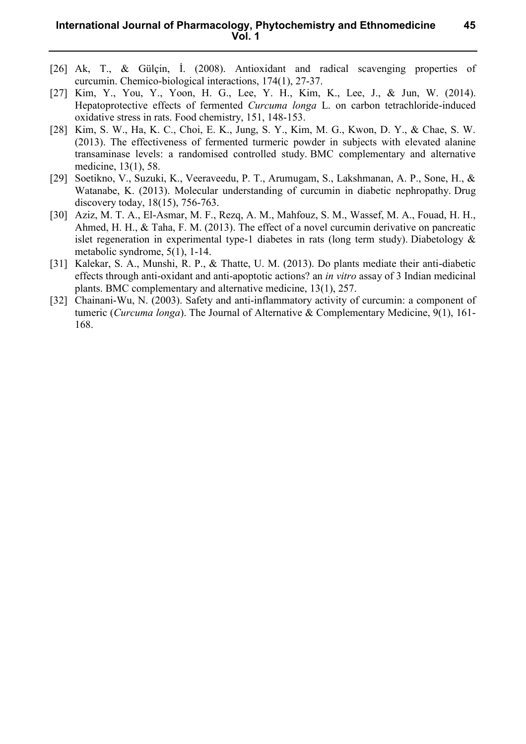[26] Ak, T., & Gülçin, İ. (2008). Antioxidant and radical scavenging properties of curcumin. Chemico-biological interactions, 174(1), 27-37.

[27] Kim, Y., You, Y., Yoon, H. G., Lee, Y. H., Kim, K., Lee, J., & Jun, W. (2014). Hepatoprotective effects of fermented *Curcuma longa* L. on carbon tetrachloride-induced oxidative stress in rats. Food chemistry, 151, 148-153.

[28] Kim, S. W., Ha, K. C., Choi, E. K., Jung, S. Y., Kim, M. G., Kwon, D. Y., & Chae, S. W. (2013). The effectiveness of fermented turmeric powder in subjects with elevated alanine transaminase levels: a randomised controlled study. BMC complementary and alternative medicine, 13(1), 58.

[29] Soetikno, V., Suzuki, K., Veeraveedu, P. T., Arumugam, S., Lakshmanan, A. P., Sone, H., & Watanabe, K. (2013). Molecular understanding of curcumin in diabetic nephropathy. Drug discovery today, 18(15), 756-763.

[30] Aziz, M. T. A., El-Asmar, M. F., Rezq, A. M., Mahfouz, S. M., Wassef, M. A., Fouad, H. H., Ahmed, H. H., & Taha, F. M. (2013). The effect of a novel curcumin derivative on pancreatic islet regeneration in experimental type-1 diabetes in rats (long term study). Diabetology & metabolic syndrome, 5(1), 1-14.

[31] Kalekar, S. A., Munshi, R. P., & Thatte, U. M. (2013). Do plants mediate their anti-diabetic effects through anti-oxidant and anti-apoptotic actions? an *in vitro* assay of 3 Indian medicinal plants. BMC complementary and alternative medicine, 13(1), 257.

[32] Chainani-Wu, N. (2003). Safety and anti-inflammatory activity of curcumin: a component of tumeric (*Curcuma longa*). The Journal of Alternative & Complementary Medicine, 9(1), 161-168.